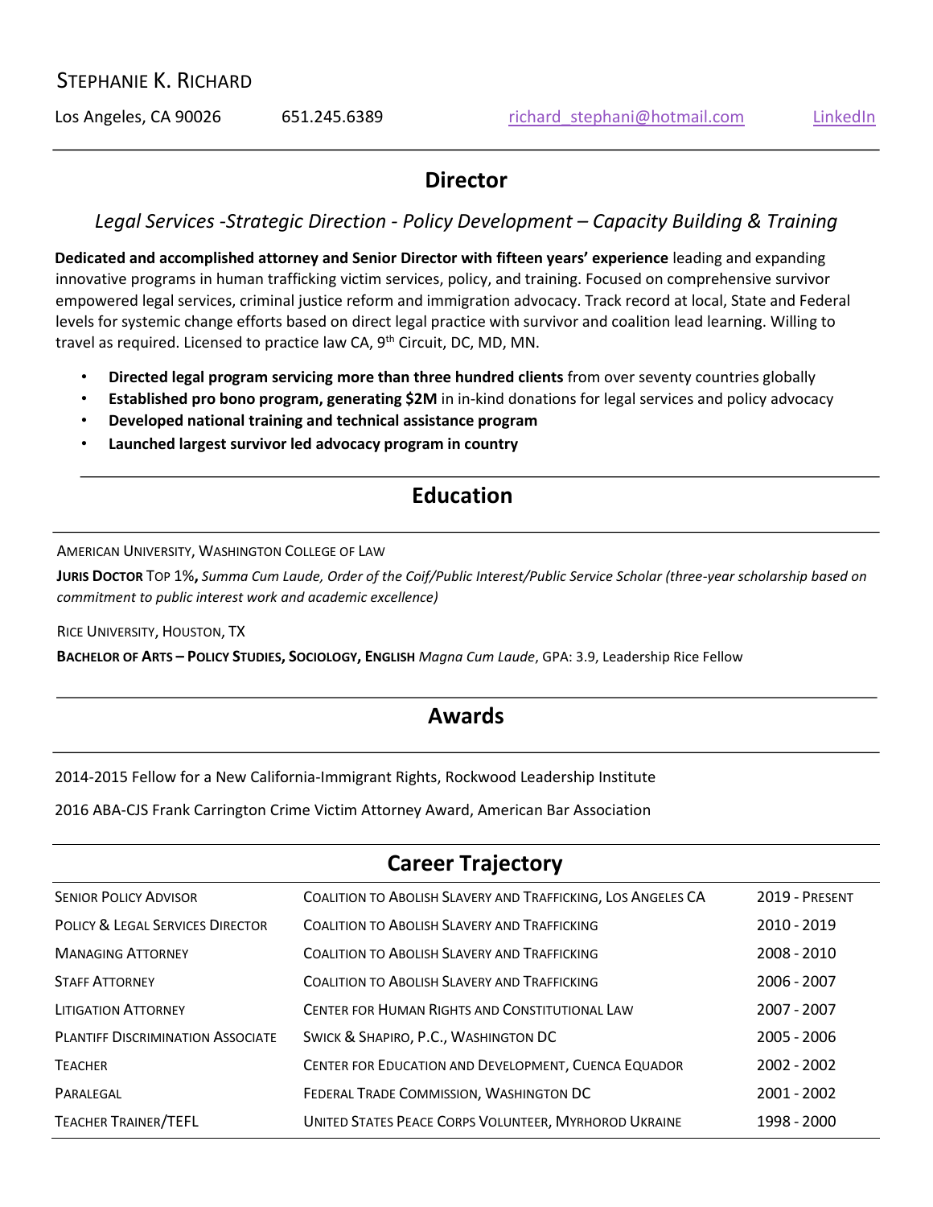# Stephanie K. Richard

Los Angeles, CA 90026 651.245.6389 richard_stephani@hotmail.com LinkedIn

## Director

*Legal Services -Strategic Direction - Policy Development – Capacity Building & Training*

**Dedicated and accomplished attorney and Senior Director with fifteen years' experience** leading and expanding innovative programs in human trafficking victim services, policy, and training. Focused on comprehensive survivor empowered legal services, criminal justice reform and immigration advocacy. Track record at local, State and Federal levels for systemic change efforts based on direct legal practice with survivor and coalition lead learning. Willing to travel as required. Licensed to practice law CA, 9th Circuit, DC, MD, MN.

- **Directed legal program servicing more than three hundred clients** from over seventy countries globally
- **Established pro bono program, generating $2M** in in-kind donations for legal services and policy advocacy
- **Developed national training and technical assistance program**
- **Launched largest survivor led advocacy program in country**

## Education

AMERICAN UNIVERSITY, WASHINGTON COLLEGE OF LAW

**JURIS DOCTOR** TOP 1%**,** *Summa Cum Laude, Order of the Coif/Public Interest/Public Service Scholar (three-year scholarship based on commitment to public interest work and academic excellence)*

RICE UNIVERSITY, HOUSTON, TX

**BACHELOR OF ARTS – POLICY STUDIES, SOCIOLOGY, ENGLISH** *Magna Cum Laude*, GPA: 3.9, Leadership Rice Fellow

## Awards

2014-2015 Fellow for a New California-Immigrant Rights, Rockwood Leadership Institute

2016 ABA-CJS Frank Carrington Crime Victim Attorney Award, American Bar Association

## Career Trajectory

| | | |
|---|---|---|
| SENIOR POLICY ADVISOR | COALITION TO ABOLISH SLAVERY AND TRAFFICKING, LOS ANGELES CA | 2019 - PRESENT |
| POLICY & LEGAL SERVICES DIRECTOR | COALITION TO ABOLISH SLAVERY AND TRAFFICKING | 2010 - 2019 |
| MANAGING ATTORNEY | COALITION TO ABOLISH SLAVERY AND TRAFFICKING | 2008 - 2010 |
| STAFF ATTORNEY | COALITION TO ABOLISH SLAVERY AND TRAFFICKING | 2006 - 2007 |
| LITIGATION ATTORNEY | CENTER FOR HUMAN RIGHTS AND CONSTITUTIONAL LAW | 2007 - 2007 |
| PLANTIFF DISCRIMINATION ASSOCIATE | SWICK & SHAPIRO, P.C., WASHINGTON DC | 2005 - 2006 |
| TEACHER | CENTER FOR EDUCATION AND DEVELOPMENT, CUENCA EQUADOR | 2002 - 2002 |
| PARALEGAL | FEDERAL TRADE COMMISSION, WASHINGTON DC | 2001 - 2002 |
| TEACHER TRAINER/TEFL | UNITED STATES PEACE CORPS VOLUNTEER, MYRHOROD UKRAINE | 1998 - 2000 |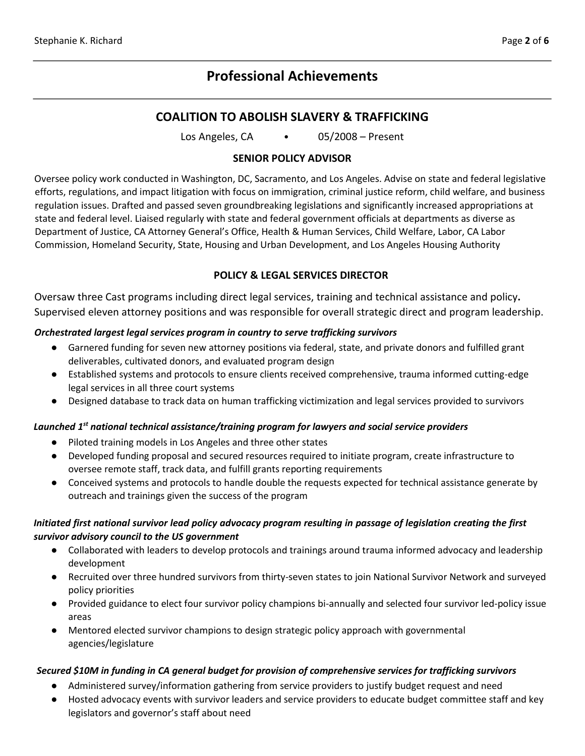# Professional Achievements

## COALITION TO ABOLISH SLAVERY & TRAFFICKING

Los Angeles, CA • 05/2008 – Present

### SENIOR POLICY ADVISOR

Oversee policy work conducted in Washington, DC, Sacramento, and Los Angeles. Advise on state and federal legislative efforts, regulations, and impact litigation with focus on immigration, criminal justice reform, child welfare, and business regulation issues. Drafted and passed seven groundbreaking legislations and significantly increased appropriations at state and federal level. Liaised regularly with state and federal government officials at departments as diverse as Department of Justice, CA Attorney General's Office, Health & Human Services, Child Welfare, Labor, CA Labor Commission, Homeland Security, State, Housing and Urban Development, and Los Angeles Housing Authority

### POLICY & LEGAL SERVICES DIRECTOR

Oversaw three Cast programs including direct legal services, training and technical assistance and policy**.** Supervised eleven attorney positions and was responsible for overall strategic direct and program leadership.

***Orchestrated largest legal services program in country to serve trafficking survivors***

- Garnered funding for seven new attorney positions via federal, state, and private donors and fulfilled grant deliverables, cultivated donors, and evaluated program design
- Established systems and protocols to ensure clients received comprehensive, trauma informed cutting-edge legal services in all three court systems
- Designed database to track data on human trafficking victimization and legal services provided to survivors

***Launched 1st national technical assistance/training program for lawyers and social service providers***

- Piloted training models in Los Angeles and three other states
- Developed funding proposal and secured resources required to initiate program, create infrastructure to oversee remote staff, track data, and fulfill grants reporting requirements
- Conceived systems and protocols to handle double the requests expected for technical assistance generate by outreach and trainings given the success of the program

***Initiated first national survivor lead policy advocacy program resulting in passage of legislation creating the first survivor advisory council to the US government***

- Collaborated with leaders to develop protocols and trainings around trauma informed advocacy and leadership development
- Recruited over three hundred survivors from thirty-seven states to join National Survivor Network and surveyed policy priorities
- Provided guidance to elect four survivor policy champions bi-annually and selected four survivor led-policy issue areas
- Mentored elected survivor champions to design strategic policy approach with governmental agencies/legislature

***Secured $10M in funding in CA general budget for provision of comprehensive services for trafficking survivors***

- Administered survey/information gathering from service providers to justify budget request and need
- Hosted advocacy events with survivor leaders and service providers to educate budget committee staff and key legislators and governor's staff about need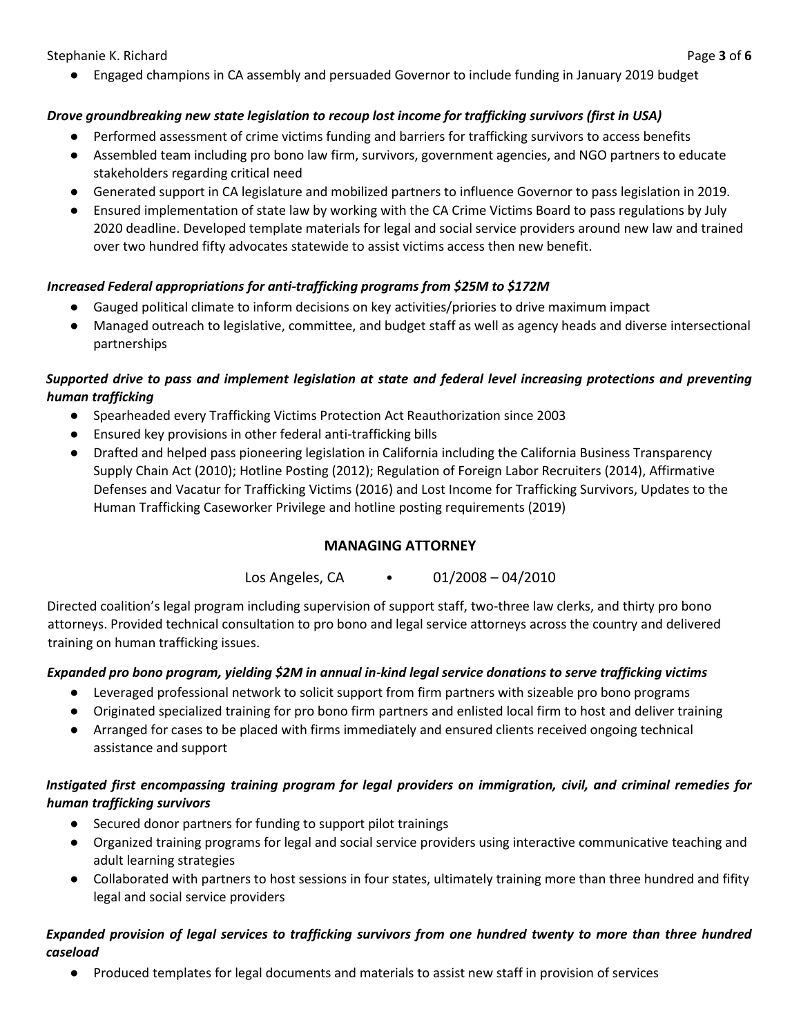- Engaged champions in CA assembly and persuaded Governor to include funding in January 2019 budget

***Drove groundbreaking new state legislation to recoup lost income for trafficking survivors (first in USA)***

- Performed assessment of crime victims funding and barriers for trafficking survivors to access benefits
- Assembled team including pro bono law firm, survivors, government agencies, and NGO partners to educate stakeholders regarding critical need
- Generated support in CA legislature and mobilized partners to influence Governor to pass legislation in 2019.
- Ensured implementation of state law by working with the CA Crime Victims Board to pass regulations by July 2020 deadline. Developed template materials for legal and social service providers around new law and trained over two hundred fifty advocates statewide to assist victims access then new benefit.

***Increased Federal appropriations for anti-trafficking programs from $25M to $172M***

- Gauged political climate to inform decisions on key activities/priories to drive maximum impact
- Managed outreach to legislative, committee, and budget staff as well as agency heads and diverse intersectional partnerships

***Supported drive to pass and implement legislation at state and federal level increasing protections and preventing human trafficking***

- Spearheaded every Trafficking Victims Protection Act Reauthorization since 2003
- Ensured key provisions in other federal anti-trafficking bills
- Drafted and helped pass pioneering legislation in California including the California Business Transparency Supply Chain Act (2010); Hotline Posting (2012); Regulation of Foreign Labor Recruiters (2014), Affirmative Defenses and Vacatur for Trafficking Victims (2016) and Lost Income for Trafficking Survivors, Updates to the Human Trafficking Caseworker Privilege and hotline posting requirements (2019)

### MANAGING ATTORNEY

Los Angeles, CA • 01/2008 – 04/2010

Directed coalition's legal program including supervision of support staff, two-three law clerks, and thirty pro bono attorneys. Provided technical consultation to pro bono and legal service attorneys across the country and delivered training on human trafficking issues.

***Expanded pro bono program, yielding $2M in annual in-kind legal service donations to serve trafficking victims***

- Leveraged professional network to solicit support from firm partners with sizeable pro bono programs
- Originated specialized training for pro bono firm partners and enlisted local firm to host and deliver training
- Arranged for cases to be placed with firms immediately and ensured clients received ongoing technical assistance and support

***Instigated first encompassing training program for legal providers on immigration, civil, and criminal remedies for human trafficking survivors***

- Secured donor partners for funding to support pilot trainings
- Organized training programs for legal and social service providers using interactive communicative teaching and adult learning strategies
- Collaborated with partners to host sessions in four states, ultimately training more than three hundred and fifity legal and social service providers

***Expanded provision of legal services to trafficking survivors from one hundred twenty to more than three hundred caseload***

- Produced templates for legal documents and materials to assist new staff in provision of services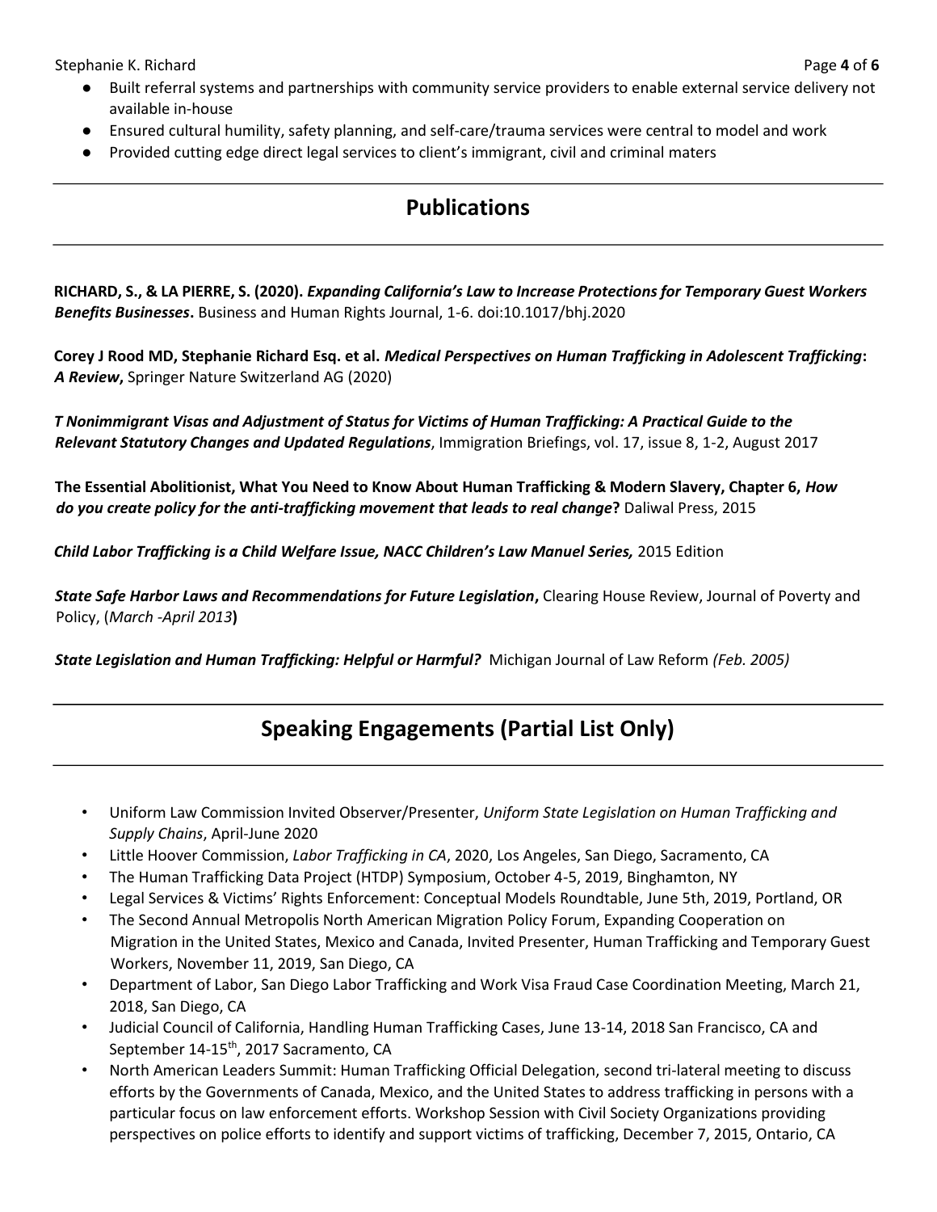- Built referral systems and partnerships with community service providers to enable external service delivery not available in-house
- Ensured cultural humility, safety planning, and self-care/trauma services were central to model and work
- Provided cutting edge direct legal services to client's immigrant, civil and criminal maters

## Publications

**RICHARD, S., & LA PIERRE, S. (2020).** ***Expanding California's Law to Increase Protections for Temporary Guest Workers Benefits Businesses*****.** Business and Human Rights Journal, 1-6. doi:10.1017/bhj.2020

**Corey J Rood MD, Stephanie Richard Esq. et al.** ***Medical Perspectives on Human Trafficking in Adolescent Trafficking*****:** ***A Review*****,** Springer Nature Switzerland AG (2020)

***T Nonimmigrant Visas and Adjustment of Status for Victims of Human Trafficking: A Practical Guide to the Relevant Statutory Changes and Updated Regulations***, Immigration Briefings, vol. 17, issue 8, 1-2, August 2017

**The Essential Abolitionist, What You Need to Know About Human Trafficking & Modern Slavery, Chapter 6,** ***How do you create policy for the anti-trafficking movement that leads to real change*****?** Daliwal Press, 2015

***Child Labor Trafficking is a Child Welfare Issue, NACC Children's Law Manuel Series,*** 2015 Edition

***State Safe Harbor Laws and Recommendations for Future Legislation*****,** Clearing House Review, Journal of Poverty and Policy, (*March -April 2013*)

***State Legislation and Human Trafficking: Helpful or Harmful?*** Michigan Journal of Law Reform *(Feb. 2005)*

## Speaking Engagements (Partial List Only)

- Uniform Law Commission Invited Observer/Presenter, *Uniform State Legislation on Human Trafficking and Supply Chains*, April-June 2020
- Little Hoover Commission, *Labor Trafficking in CA*, 2020, Los Angeles, San Diego, Sacramento, CA
- The Human Trafficking Data Project (HTDP) Symposium, October 4-5, 2019, Binghamton, NY
- Legal Services & Victims' Rights Enforcement: Conceptual Models Roundtable, June 5th, 2019, Portland, OR
- The Second Annual Metropolis North American Migration Policy Forum, Expanding Cooperation on Migration in the United States, Mexico and Canada, Invited Presenter, Human Trafficking and Temporary Guest Workers, November 11, 2019, San Diego, CA
- Department of Labor, San Diego Labor Trafficking and Work Visa Fraud Case Coordination Meeting, March 21, 2018, San Diego, CA
- Judicial Council of California, Handling Human Trafficking Cases, June 13-14, 2018 San Francisco, CA and September 14-15th, 2017 Sacramento, CA
- North American Leaders Summit: Human Trafficking Official Delegation, second tri-lateral meeting to discuss efforts by the Governments of Canada, Mexico, and the United States to address trafficking in persons with a particular focus on law enforcement efforts. Workshop Session with Civil Society Organizations providing perspectives on police efforts to identify and support victims of trafficking, December 7, 2015, Ontario, CA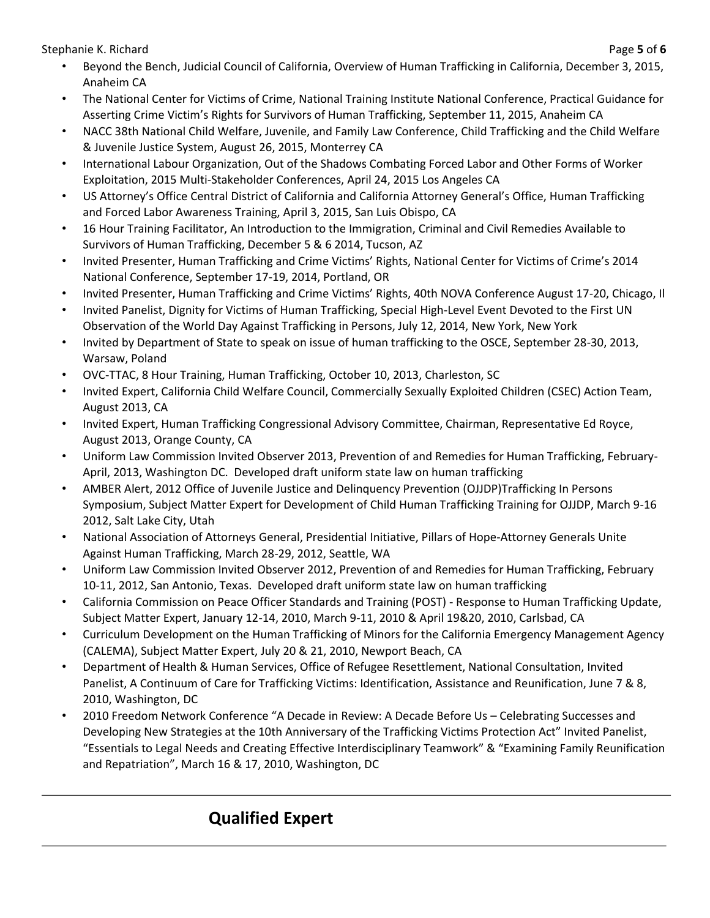- Beyond the Bench, Judicial Council of California, Overview of Human Trafficking in California, December 3, 2015, Anaheim CA
- The National Center for Victims of Crime, National Training Institute National Conference, Practical Guidance for Asserting Crime Victim's Rights for Survivors of Human Trafficking, September 11, 2015, Anaheim CA
- NACC 38th National Child Welfare, Juvenile, and Family Law Conference, Child Trafficking and the Child Welfare & Juvenile Justice System, August 26, 2015, Monterrey CA
- International Labour Organization, Out of the Shadows Combating Forced Labor and Other Forms of Worker Exploitation, 2015 Multi-Stakeholder Conferences, April 24, 2015 Los Angeles CA
- US Attorney's Office Central District of California and California Attorney General's Office, Human Trafficking and Forced Labor Awareness Training, April 3, 2015, San Luis Obispo, CA
- 16 Hour Training Facilitator, An Introduction to the Immigration, Criminal and Civil Remedies Available to Survivors of Human Trafficking, December 5 & 6 2014, Tucson, AZ
- Invited Presenter, Human Trafficking and Crime Victims' Rights, National Center for Victims of Crime's 2014 National Conference, September 17-19, 2014, Portland, OR
- Invited Presenter, Human Trafficking and Crime Victims' Rights, 40th NOVA Conference August 17-20, Chicago, Il
- Invited Panelist, Dignity for Victims of Human Trafficking, Special High-Level Event Devoted to the First UN Observation of the World Day Against Trafficking in Persons, July 12, 2014, New York, New York
- Invited by Department of State to speak on issue of human trafficking to the OSCE, September 28-30, 2013, Warsaw, Poland
- OVC-TTAC, 8 Hour Training, Human Trafficking, October 10, 2013, Charleston, SC
- Invited Expert, California Child Welfare Council, Commercially Sexually Exploited Children (CSEC) Action Team, August 2013, CA
- Invited Expert, Human Trafficking Congressional Advisory Committee, Chairman, Representative Ed Royce, August 2013, Orange County, CA
- Uniform Law Commission Invited Observer 2013, Prevention of and Remedies for Human Trafficking, February-April, 2013, Washington DC. Developed draft uniform state law on human trafficking
- AMBER Alert, 2012 Office of Juvenile Justice and Delinquency Prevention (OJJDP)Trafficking In Persons Symposium, Subject Matter Expert for Development of Child Human Trafficking Training for OJJDP, March 9-16 2012, Salt Lake City, Utah
- National Association of Attorneys General, Presidential Initiative, Pillars of Hope-Attorney Generals Unite Against Human Trafficking, March 28-29, 2012, Seattle, WA
- Uniform Law Commission Invited Observer 2012, Prevention of and Remedies for Human Trafficking, February 10-11, 2012, San Antonio, Texas. Developed draft uniform state law on human trafficking
- California Commission on Peace Officer Standards and Training (POST) - Response to Human Trafficking Update, Subject Matter Expert, January 12-14, 2010, March 9-11, 2010 & April 19&20, 2010, Carlsbad, CA
- Curriculum Development on the Human Trafficking of Minors for the California Emergency Management Agency (CALEMA), Subject Matter Expert, July 20 & 21, 2010, Newport Beach, CA
- Department of Health & Human Services, Office of Refugee Resettlement, National Consultation, Invited Panelist, A Continuum of Care for Trafficking Victims: Identification, Assistance and Reunification, June 7 & 8, 2010, Washington, DC
- 2010 Freedom Network Conference "A Decade in Review: A Decade Before Us – Celebrating Successes and Developing New Strategies at the 10th Anniversary of the Trafficking Victims Protection Act" Invited Panelist, "Essentials to Legal Needs and Creating Effective Interdisciplinary Teamwork" & "Examining Family Reunification and Repatriation", March 16 & 17, 2010, Washington, DC

---

## Qualified Expert

---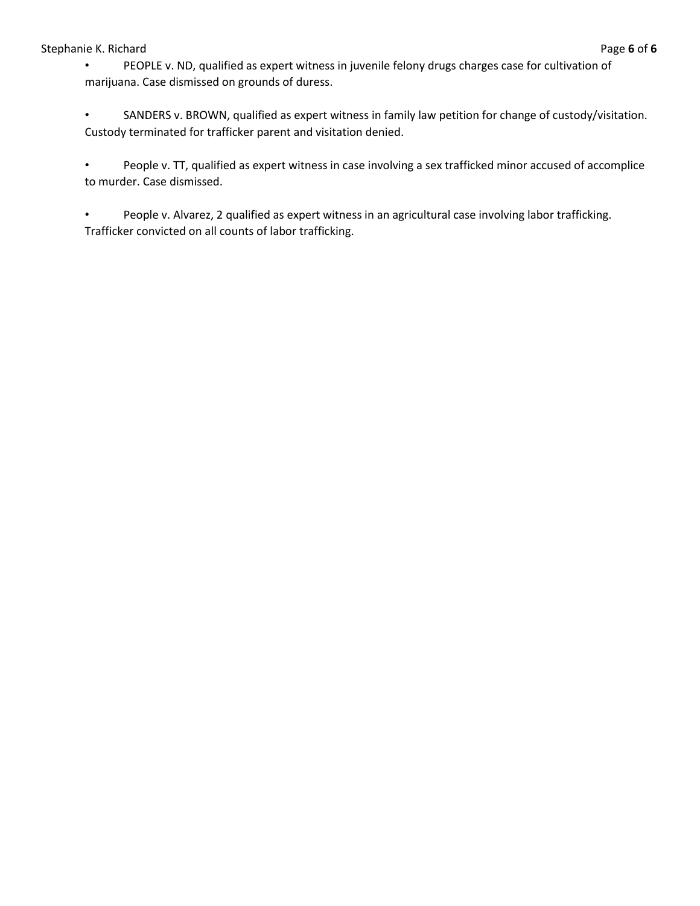- PEOPLE v. ND, qualified as expert witness in juvenile felony drugs charges case for cultivation of marijuana. Case dismissed on grounds of duress.

- SANDERS v. BROWN, qualified as expert witness in family law petition for change of custody/visitation. Custody terminated for trafficker parent and visitation denied.

- People v. TT, qualified as expert witness in case involving a sex trafficked minor accused of accomplice to murder. Case dismissed.

- People v. Alvarez, 2 qualified as expert witness in an agricultural case involving labor trafficking. Trafficker convicted on all counts of labor trafficking.